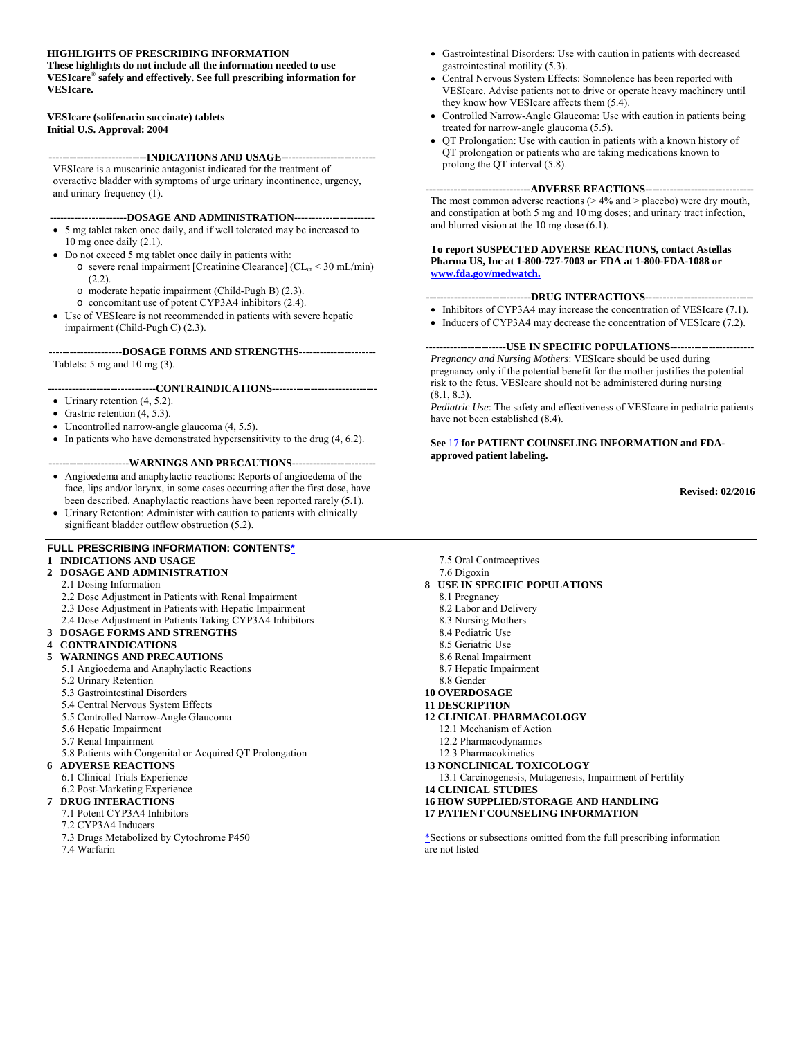**HIGHLIGHTS OF PRESCRIBING INFORMATION**
**These highlights do not include all the information needed to use VESIcare® safely and effectively. See full prescribing information for VESIcare.**

**VESIcare (solifenacin succinate) tablets**
**Initial U.S. Approval: 2004**

**----------------------------INDICATIONS AND USAGE---------------------------**

VESIcare is a muscarinic antagonist indicated for the treatment of overactive bladder with symptoms of urge urinary incontinence, urgency, and urinary frequency (1).

**----------------------DOSAGE AND ADMINISTRATION-----------------------**

- 5 mg tablet taken once daily, and if well tolerated may be increased to 10 mg once daily (2.1).
- Do not exceed 5 mg tablet once daily in patients with:
  - severe renal impairment [Creatinine Clearance] ($CL_{cr}$ < 30 mL/min) (2.2).
  - moderate hepatic impairment (Child-Pugh B) (2.3).
  - concomitant use of potent CYP3A4 inhibitors (2.4).
- Use of VESIcare is not recommended in patients with severe hepatic impairment (Child-Pugh C) (2.3).

**---------------------DOSAGE FORMS AND STRENGTHS----------------------**

Tablets: 5 mg and 10 mg (3).

**-------------------------------CONTRAINDICATIONS------------------------------**

- Urinary retention (4, 5.2).
- Gastric retention (4, 5.3).
- Uncontrolled narrow-angle glaucoma (4, 5.5).
- In patients who have demonstrated hypersensitivity to the drug (4, 6.2).

**-----------------------WARNINGS AND PRECAUTIONS------------------------**

- Angioedema and anaphylactic reactions: Reports of angioedema of the face, lips and/or larynx, in some cases occurring after the first dose, have been described. Anaphylactic reactions have been reported rarely (5.1).
- Urinary Retention: Administer with caution to patients with clinically significant bladder outflow obstruction (5.2).
- Gastrointestinal Disorders: Use with caution in patients with decreased gastrointestinal motility (5.3).
- Central Nervous System Effects: Somnolence has been reported with VESIcare. Advise patients not to drive or operate heavy machinery until they know how VESIcare affects them (5.4).
- Controlled Narrow-Angle Glaucoma: Use with caution in patients being treated for narrow-angle glaucoma (5.5).
- QT Prolongation: Use with caution in patients with a known history of QT prolongation or patients who are taking medications known to prolong the QT interval (5.8).

**------------------------------ADVERSE REACTIONS-------------------------------**

The most common adverse reactions (> 4% and > placebo) were dry mouth, and constipation at both 5 mg and 10 mg doses; and urinary tract infection, and blurred vision at the 10 mg dose (6.1).

**To report SUSPECTED ADVERSE REACTIONS, contact Astellas Pharma US, Inc at 1-800-727-7003 or FDA at 1-800-FDA-1088 or www.fda.gov/medwatch.**

**------------------------------DRUG INTERACTIONS-------------------------------**

- Inhibitors of CYP3A4 may increase the concentration of VESIcare (7.1).
- Inducers of CYP3A4 may decrease the concentration of VESIcare (7.2).

**-----------------------USE IN SPECIFIC POPULATIONS------------------------**

*Pregnancy and Nursing Mothers*: VESIcare should be used during pregnancy only if the potential benefit for the mother justifies the potential risk to the fetus. VESIcare should not be administered during nursing (8.1, 8.3).
*Pediatric Use*: The safety and effectiveness of VESIcare in pediatric patients have not been established (8.4).

**See 17 for PATIENT COUNSELING INFORMATION and FDA-approved patient labeling.**

**Revised: 02/2016**

---

**FULL PRESCRIBING INFORMATION: CONTENTS***

**1 INDICATIONS AND USAGE**
**2 DOSAGE AND ADMINISTRATION**
- 2.1 Dosing Information
- 2.2 Dose Adjustment in Patients with Renal Impairment
- 2.3 Dose Adjustment in Patients with Hepatic Impairment
- 2.4 Dose Adjustment in Patients Taking CYP3A4 Inhibitors

**3 DOSAGE FORMS AND STRENGTHS**
**4 CONTRAINDICATIONS**
**5 WARNINGS AND PRECAUTIONS**
- 5.1 Angioedema and Anaphylactic Reactions
- 5.2 Urinary Retention
- 5.3 Gastrointestinal Disorders
- 5.4 Central Nervous System Effects
- 5.5 Controlled Narrow-Angle Glaucoma
- 5.6 Hepatic Impairment
- 5.7 Renal Impairment
- 5.8 Patients with Congenital or Acquired QT Prolongation

**6 ADVERSE REACTIONS**
- 6.1 Clinical Trials Experience
- 6.2 Post-Marketing Experience

**7 DRUG INTERACTIONS**
- 7.1 Potent CYP3A4 Inhibitors
- 7.2 CYP3A4 Inducers
- 7.3 Drugs Metabolized by Cytochrome P450
- 7.4 Warfarin
- 7.5 Oral Contraceptives
- 7.6 Digoxin

**8 USE IN SPECIFIC POPULATIONS**
- 8.1 Pregnancy
- 8.2 Labor and Delivery
- 8.3 Nursing Mothers
- 8.4 Pediatric Use
- 8.5 Geriatric Use
- 8.6 Renal Impairment
- 8.7 Hepatic Impairment
- 8.8 Gender

**10 OVERDOSAGE**
**11 DESCRIPTION**
**12 CLINICAL PHARMACOLOGY**
- 12.1 Mechanism of Action
- 12.2 Pharmacodynamics
- 12.3 Pharmacokinetics

**13 NONCLINICAL TOXICOLOGY**
- 13.1 Carcinogenesis, Mutagenesis, Impairment of Fertility

**14 CLINICAL STUDIES**
**16 HOW SUPPLIED/STORAGE AND HANDLING**
**17 PATIENT COUNSELING INFORMATION**

*Sections or subsections omitted from the full prescribing information are not listed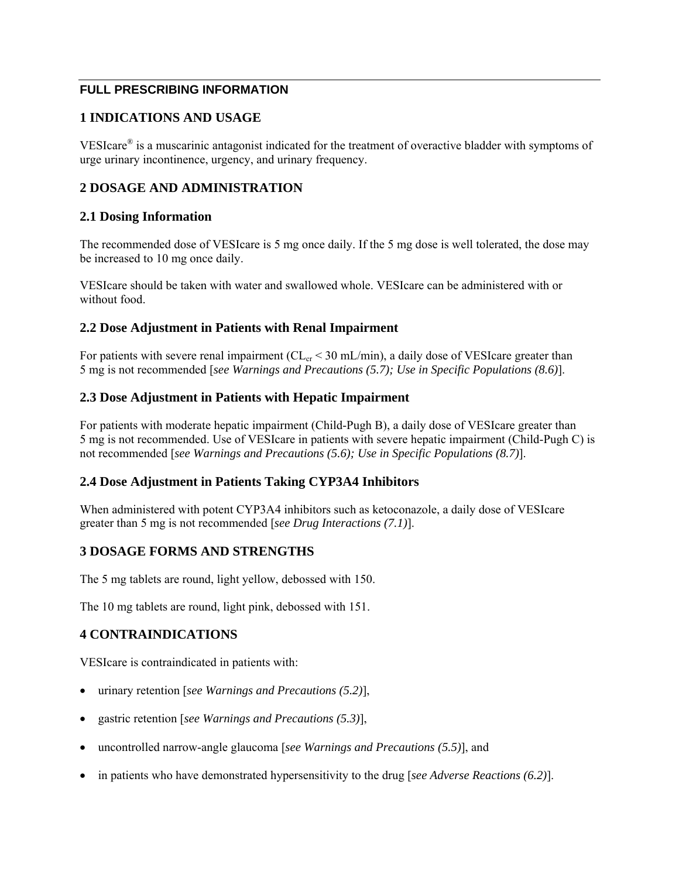## FULL PRESCRIBING INFORMATION

## 1 INDICATIONS AND USAGE

VESIcare® is a muscarinic antagonist indicated for the treatment of overactive bladder with symptoms of urge urinary incontinence, urgency, and urinary frequency.

## 2 DOSAGE AND ADMINISTRATION

### 2.1 Dosing Information

The recommended dose of VESIcare is 5 mg once daily. If the 5 mg dose is well tolerated, the dose may be increased to 10 mg once daily.

VESIcare should be taken with water and swallowed whole. VESIcare can be administered with or without food.

### 2.2 Dose Adjustment in Patients with Renal Impairment

For patients with severe renal impairment ($CL_{cr}$ < 30 mL/min), a daily dose of VESIcare greater than 5 mg is not recommended [*see Warnings and Precautions (5.7); Use in Specific Populations (8.6)*].

### 2.3 Dose Adjustment in Patients with Hepatic Impairment

For patients with moderate hepatic impairment (Child-Pugh B), a daily dose of VESIcare greater than 5 mg is not recommended. Use of VESIcare in patients with severe hepatic impairment (Child-Pugh C) is not recommended [*see Warnings and Precautions (5.6); Use in Specific Populations (8.7)*].

### 2.4 Dose Adjustment in Patients Taking CYP3A4 Inhibitors

When administered with potent CYP3A4 inhibitors such as ketoconazole, a daily dose of VESIcare greater than 5 mg is not recommended [*see Drug Interactions (7.1)*].

## 3 DOSAGE FORMS AND STRENGTHS

The 5 mg tablets are round, light yellow, debossed with 150.

The 10 mg tablets are round, light pink, debossed with 151.

## 4 CONTRAINDICATIONS

VESIcare is contraindicated in patients with:

- urinary retention [*see Warnings and Precautions (5.2)*],
- gastric retention [*see Warnings and Precautions (5.3)*],
- uncontrolled narrow-angle glaucoma [*see Warnings and Precautions (5.5)*], and
- in patients who have demonstrated hypersensitivity to the drug [*see Adverse Reactions (6.2)*].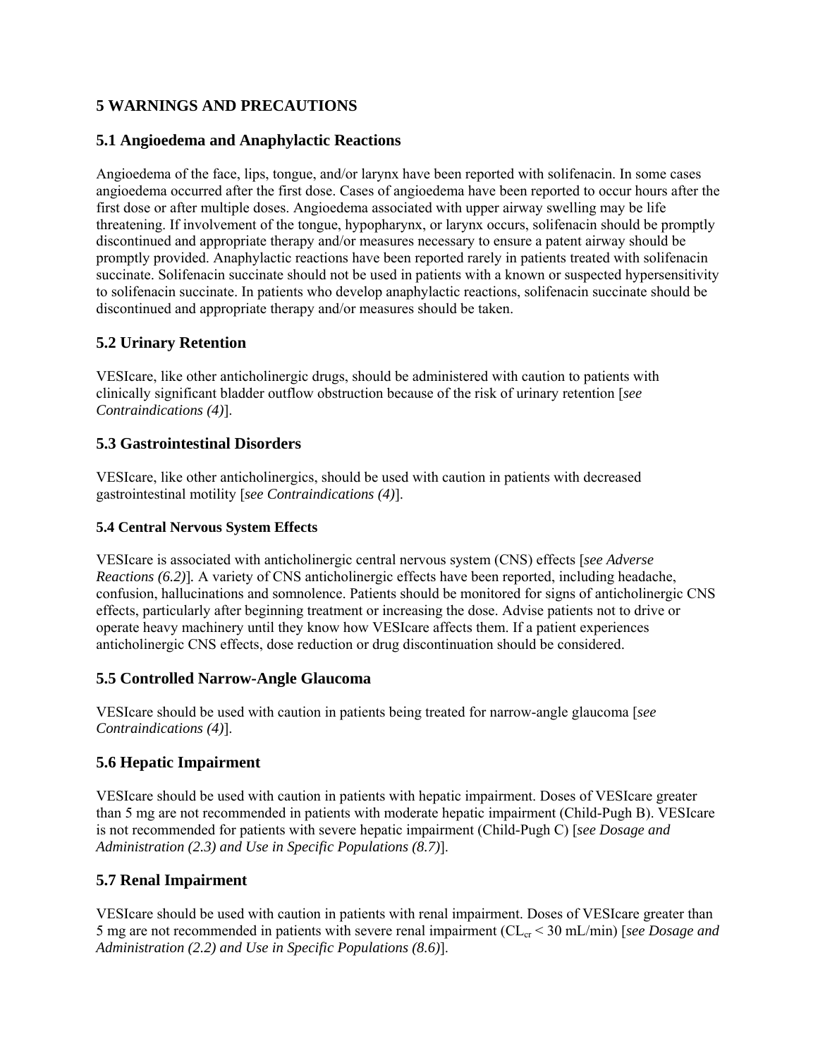## 5 WARNINGS AND PRECAUTIONS

### 5.1 Angioedema and Anaphylactic Reactions

Angioedema of the face, lips, tongue, and/or larynx have been reported with solifenacin. In some cases angioedema occurred after the first dose. Cases of angioedema have been reported to occur hours after the first dose or after multiple doses. Angioedema associated with upper airway swelling may be life threatening. If involvement of the tongue, hypopharynx, or larynx occurs, solifenacin should be promptly discontinued and appropriate therapy and/or measures necessary to ensure a patent airway should be promptly provided. Anaphylactic reactions have been reported rarely in patients treated with solifenacin succinate. Solifenacin succinate should not be used in patients with a known or suspected hypersensitivity to solifenacin succinate. In patients who develop anaphylactic reactions, solifenacin succinate should be discontinued and appropriate therapy and/or measures should be taken.

### 5.2 Urinary Retention

VESIcare, like other anticholinergic drugs, should be administered with caution to patients with clinically significant bladder outflow obstruction because of the risk of urinary retention [*see Contraindications (4)*].

### 5.3 Gastrointestinal Disorders

VESIcare, like other anticholinergics, should be used with caution in patients with decreased gastrointestinal motility [*see Contraindications (4)*].

### 5.4 Central Nervous System Effects

VESIcare is associated with anticholinergic central nervous system (CNS) effects [*see Adverse Reactions (6.2)*]. A variety of CNS anticholinergic effects have been reported, including headache, confusion, hallucinations and somnolence. Patients should be monitored for signs of anticholinergic CNS effects, particularly after beginning treatment or increasing the dose. Advise patients not to drive or operate heavy machinery until they know how VESIcare affects them. If a patient experiences anticholinergic CNS effects, dose reduction or drug discontinuation should be considered.

### 5.5 Controlled Narrow-Angle Glaucoma

VESIcare should be used with caution in patients being treated for narrow-angle glaucoma [*see Contraindications (4)*].

### 5.6 Hepatic Impairment

VESIcare should be used with caution in patients with hepatic impairment. Doses of VESIcare greater than 5 mg are not recommended in patients with moderate hepatic impairment (Child-Pugh B). VESIcare is not recommended for patients with severe hepatic impairment (Child-Pugh C) [*see Dosage and Administration (2.3) and Use in Specific Populations (8.7)*].

### 5.7 Renal Impairment

VESIcare should be used with caution in patients with renal impairment. Doses of VESIcare greater than 5 mg are not recommended in patients with severe renal impairment ($CL_{cr}$ < 30 mL/min) [*see Dosage and Administration (2.2) and Use in Specific Populations (8.6)*].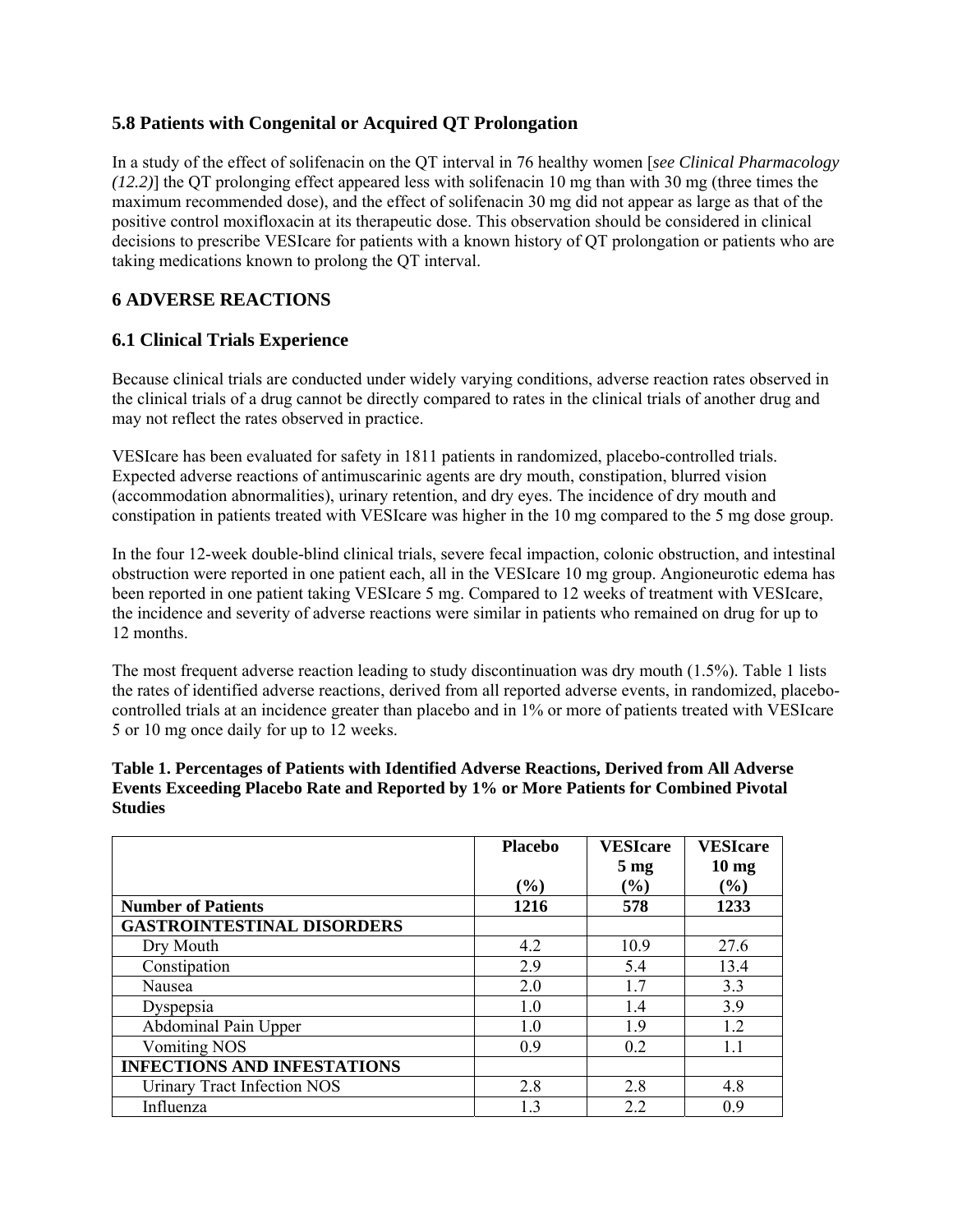### 5.8 Patients with Congenital or Acquired QT Prolongation

In a study of the effect of solifenacin on the QT interval in 76 healthy women [*see Clinical Pharmacology (12.2)*] the QT prolonging effect appeared less with solifenacin 10 mg than with 30 mg (three times the maximum recommended dose), and the effect of solifenacin 30 mg did not appear as large as that of the positive control moxifloxacin at its therapeutic dose. This observation should be considered in clinical decisions to prescribe VESIcare for patients with a known history of QT prolongation or patients who are taking medications known to prolong the QT interval.

## 6 ADVERSE REACTIONS

### 6.1 Clinical Trials Experience

Because clinical trials are conducted under widely varying conditions, adverse reaction rates observed in the clinical trials of a drug cannot be directly compared to rates in the clinical trials of another drug and may not reflect the rates observed in practice.

VESIcare has been evaluated for safety in 1811 patients in randomized, placebo-controlled trials. Expected adverse reactions of antimuscarinic agents are dry mouth, constipation, blurred vision (accommodation abnormalities), urinary retention, and dry eyes. The incidence of dry mouth and constipation in patients treated with VESIcare was higher in the 10 mg compared to the 5 mg dose group.

In the four 12-week double-blind clinical trials, severe fecal impaction, colonic obstruction, and intestinal obstruction were reported in one patient each, all in the VESIcare 10 mg group. Angioneurotic edema has been reported in one patient taking VESIcare 5 mg. Compared to 12 weeks of treatment with VESIcare, the incidence and severity of adverse reactions were similar in patients who remained on drug for up to 12 months.

The most frequent adverse reaction leading to study discontinuation was dry mouth (1.5%). Table 1 lists the rates of identified adverse reactions, derived from all reported adverse events, in randomized, placebo-controlled trials at an incidence greater than placebo and in 1% or more of patients treated with VESIcare 5 or 10 mg once daily for up to 12 weeks.

**Table 1. Percentages of Patients with Identified Adverse Reactions, Derived from All Adverse Events Exceeding Placebo Rate and Reported by 1% or More Patients for Combined Pivotal Studies**

| | Placebo (%) | VESIcare 5 mg (%) | VESIcare 10 mg (%) |
|---|---|---|---|
| **Number of Patients** | **1216** | **578** | **1233** |
| **GASTROINTESTINAL DISORDERS** | | | |
| Dry Mouth | 4.2 | 10.9 | 27.6 |
| Constipation | 2.9 | 5.4 | 13.4 |
| Nausea | 2.0 | 1.7 | 3.3 |
| Dyspepsia | 1.0 | 1.4 | 3.9 |
| Abdominal Pain Upper | 1.0 | 1.9 | 1.2 |
| Vomiting NOS | 0.9 | 0.2 | 1.1 |
| **INFECTIONS AND INFESTATIONS** | | | |
| Urinary Tract Infection NOS | 2.8 | 2.8 | 4.8 |
| Influenza | 1.3 | 2.2 | 0.9 |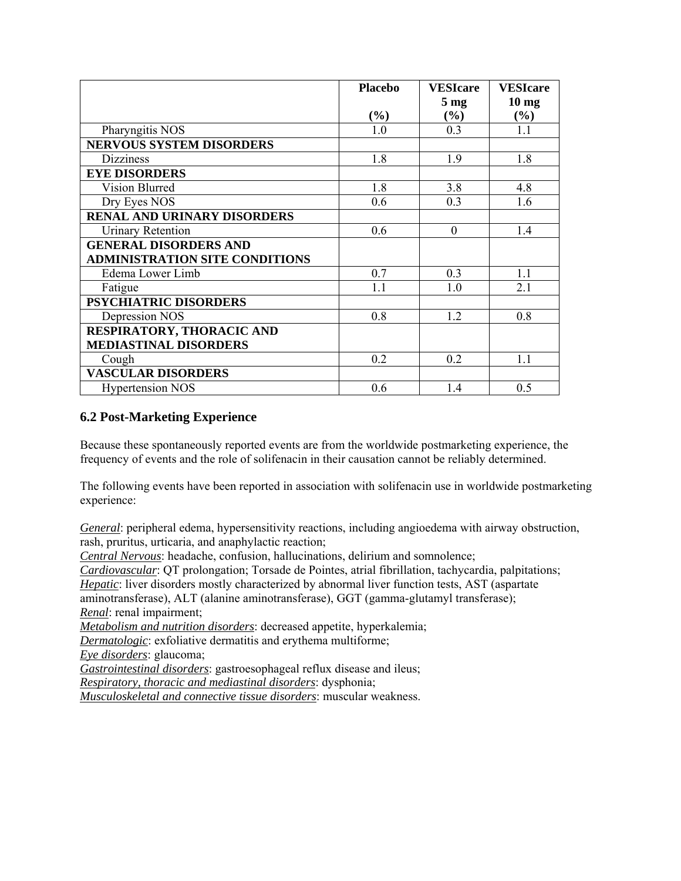| | Placebo (%) | VESIcare 5 mg (%) | VESIcare 10 mg (%) |
|---|---|---|---|
| Pharyngitis NOS | 1.0 | 0.3 | 1.1 |
| **NERVOUS SYSTEM DISORDERS** | | | |
| Dizziness | 1.8 | 1.9 | 1.8 |
| **EYE DISORDERS** | | | |
| Vision Blurred | 1.8 | 3.8 | 4.8 |
| Dry Eyes NOS | 0.6 | 0.3 | 1.6 |
| **RENAL AND URINARY DISORDERS** | | | |
| Urinary Retention | 0.6 | 0 | 1.4 |
| **GENERAL DISORDERS AND ADMINISTRATION SITE CONDITIONS** | | | |
| Edema Lower Limb | 0.7 | 0.3 | 1.1 |
| Fatigue | 1.1 | 1.0 | 2.1 |
| **PSYCHIATRIC DISORDERS** | | | |
| Depression NOS | 0.8 | 1.2 | 0.8 |
| **RESPIRATORY, THORACIC AND MEDIASTINAL DISORDERS** | | | |
| Cough | 0.2 | 0.2 | 1.1 |
| **VASCULAR DISORDERS** | | | |
| Hypertension NOS | 0.6 | 1.4 | 0.5 |

## 6.2 Post-Marketing Experience

Because these spontaneously reported events are from the worldwide postmarketing experience, the frequency of events and the role of solifenacin in their causation cannot be reliably determined.

The following events have been reported in association with solifenacin use in worldwide postmarketing experience:

*General*: peripheral edema, hypersensitivity reactions, including angioedema with airway obstruction, rash, pruritus, urticaria, and anaphylactic reaction;
*Central Nervous*: headache, confusion, hallucinations, delirium and somnolence;
*Cardiovascular*: QT prolongation; Torsade de Pointes, atrial fibrillation, tachycardia, palpitations;
*Hepatic*: liver disorders mostly characterized by abnormal liver function tests, AST (aspartate aminotransferase), ALT (alanine aminotransferase), GGT (gamma-glutamyl transferase);
*Renal*: renal impairment;
*Metabolism and nutrition disorders*: decreased appetite, hyperkalemia;
*Dermatologic*: exfoliative dermatitis and erythema multiforme;
*Eye disorders*: glaucoma;
*Gastrointestinal disorders*: gastroesophageal reflux disease and ileus;
*Respiratory, thoracic and mediastinal disorders*: dysphonia;
*Musculoskeletal and connective tissue disorders*: muscular weakness.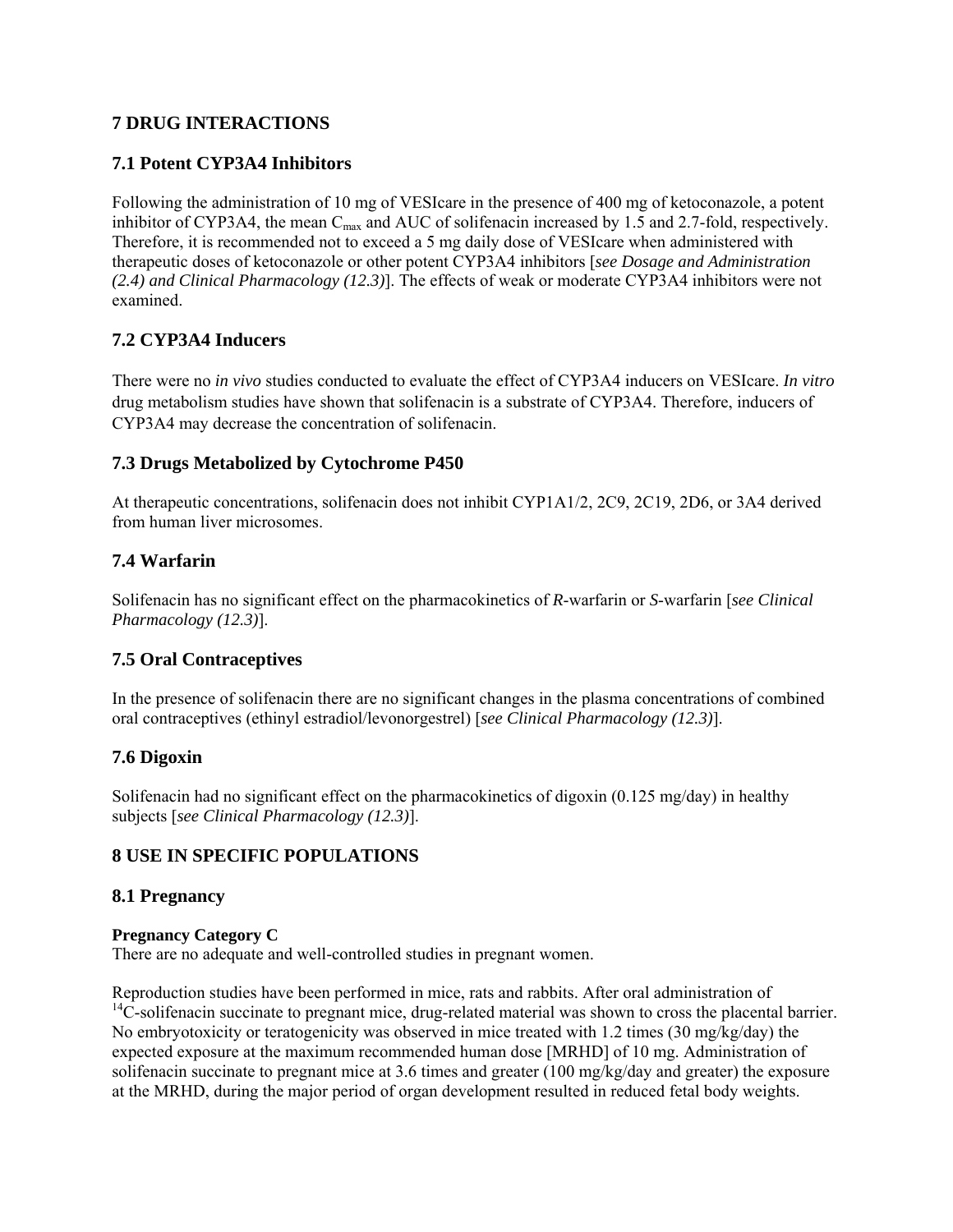## 7 DRUG INTERACTIONS

### 7.1 Potent CYP3A4 Inhibitors

Following the administration of 10 mg of VESIcare in the presence of 400 mg of ketoconazole, a potent inhibitor of CYP3A4, the mean $C_{max}$ and AUC of solifenacin increased by 1.5 and 2.7-fold, respectively. Therefore, it is recommended not to exceed a 5 mg daily dose of VESIcare when administered with therapeutic doses of ketoconazole or other potent CYP3A4 inhibitors [*see Dosage and Administration (2.4) and Clinical Pharmacology (12.3)*]. The effects of weak or moderate CYP3A4 inhibitors were not examined.

### 7.2 CYP3A4 Inducers

There were no *in vivo* studies conducted to evaluate the effect of CYP3A4 inducers on VESIcare. *In vitro* drug metabolism studies have shown that solifenacin is a substrate of CYP3A4. Therefore, inducers of CYP3A4 may decrease the concentration of solifenacin.

### 7.3 Drugs Metabolized by Cytochrome P450

At therapeutic concentrations, solifenacin does not inhibit CYP1A1/2, 2C9, 2C19, 2D6, or 3A4 derived from human liver microsomes.

### 7.4 Warfarin

Solifenacin has no significant effect on the pharmacokinetics of *R*-warfarin or *S*-warfarin [*see Clinical Pharmacology (12.3)*].

### 7.5 Oral Contraceptives

In the presence of solifenacin there are no significant changes in the plasma concentrations of combined oral contraceptives (ethinyl estradiol/levonorgestrel) [*see Clinical Pharmacology (12.3)*].

### 7.6 Digoxin

Solifenacin had no significant effect on the pharmacokinetics of digoxin (0.125 mg/day) in healthy subjects [*see Clinical Pharmacology (12.3)*].

## 8 USE IN SPECIFIC POPULATIONS

### 8.1 Pregnancy

**Pregnancy Category C**
There are no adequate and well-controlled studies in pregnant women.

Reproduction studies have been performed in mice, rats and rabbits. After oral administration of $^{14}C$-solifenacin succinate to pregnant mice, drug-related material was shown to cross the placental barrier. No embryotoxicity or teratogenicity was observed in mice treated with 1.2 times (30 mg/kg/day) the expected exposure at the maximum recommended human dose [MRHD] of 10 mg. Administration of solifenacin succinate to pregnant mice at 3.6 times and greater (100 mg/kg/day and greater) the exposure at the MRHD, during the major period of organ development resulted in reduced fetal body weights.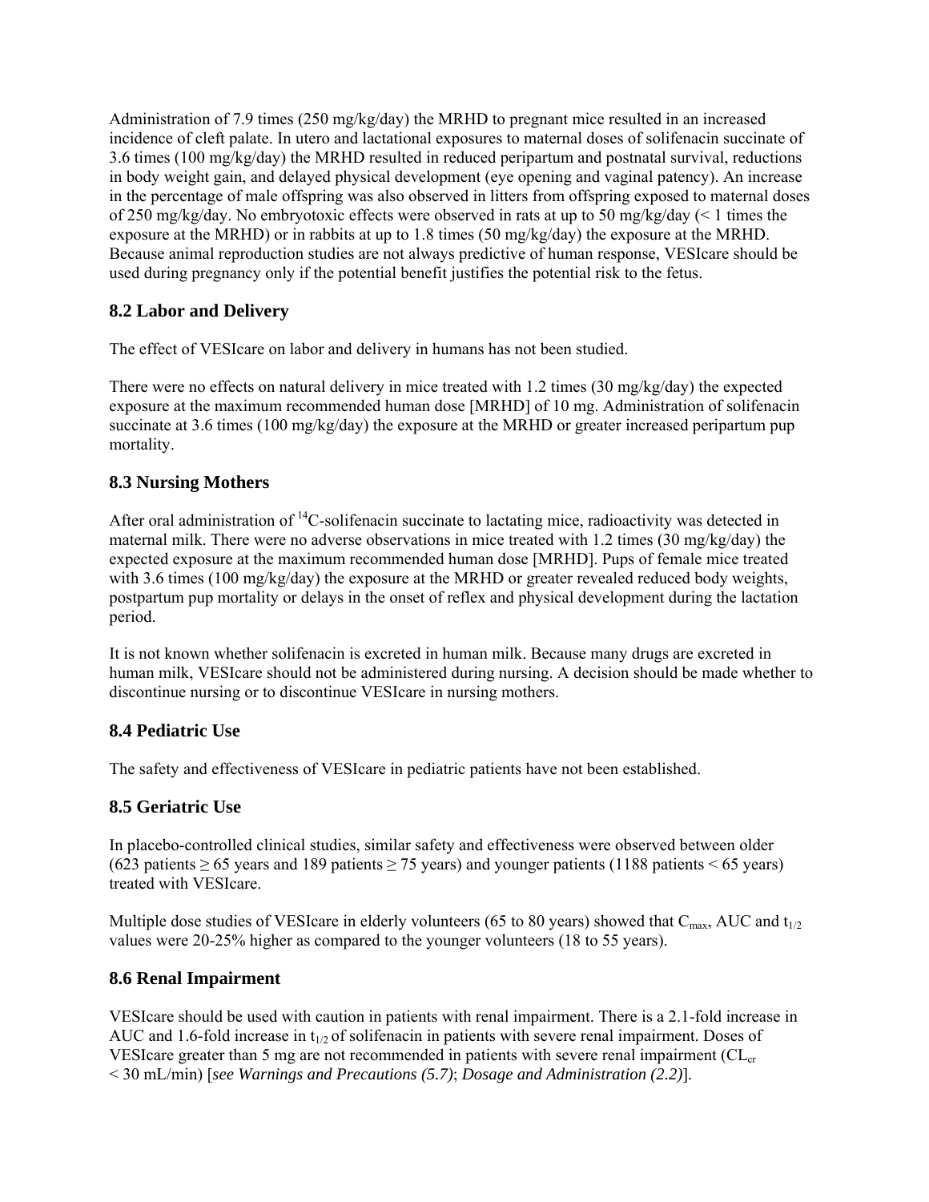Administration of 7.9 times (250 mg/kg/day) the MRHD to pregnant mice resulted in an increased incidence of cleft palate. In utero and lactational exposures to maternal doses of solifenacin succinate of 3.6 times (100 mg/kg/day) the MRHD resulted in reduced peripartum and postnatal survival, reductions in body weight gain, and delayed physical development (eye opening and vaginal patency). An increase in the percentage of male offspring was also observed in litters from offspring exposed to maternal doses of 250 mg/kg/day. No embryotoxic effects were observed in rats at up to 50 mg/kg/day (< 1 times the exposure at the MRHD) or in rabbits at up to 1.8 times (50 mg/kg/day) the exposure at the MRHD. Because animal reproduction studies are not always predictive of human response, VESIcare should be used during pregnancy only if the potential benefit justifies the potential risk to the fetus.

## 8.2 Labor and Delivery

The effect of VESIcare on labor and delivery in humans has not been studied.

There were no effects on natural delivery in mice treated with 1.2 times (30 mg/kg/day) the expected exposure at the maximum recommended human dose [MRHD] of 10 mg. Administration of solifenacin succinate at 3.6 times (100 mg/kg/day) the exposure at the MRHD or greater increased peripartum pup mortality.

## 8.3 Nursing Mothers

After oral administration of $^{14}$C-solifenacin succinate to lactating mice, radioactivity was detected in maternal milk. There were no adverse observations in mice treated with 1.2 times (30 mg/kg/day) the expected exposure at the maximum recommended human dose [MRHD]. Pups of female mice treated with 3.6 times (100 mg/kg/day) the exposure at the MRHD or greater revealed reduced body weights, postpartum pup mortality or delays in the onset of reflex and physical development during the lactation period.

It is not known whether solifenacin is excreted in human milk. Because many drugs are excreted in human milk, VESIcare should not be administered during nursing. A decision should be made whether to discontinue nursing or to discontinue VESIcare in nursing mothers.

## 8.4 Pediatric Use

The safety and effectiveness of VESIcare in pediatric patients have not been established.

## 8.5 Geriatric Use

In placebo-controlled clinical studies, similar safety and effectiveness were observed between older (623 patients ≥ 65 years and 189 patients ≥ 75 years) and younger patients (1188 patients < 65 years) treated with VESIcare.

Multiple dose studies of VESIcare in elderly volunteers (65 to 80 years) showed that $C_{max}$, AUC and $t_{1/2}$ values were 20-25% higher as compared to the younger volunteers (18 to 55 years).

## 8.6 Renal Impairment

VESIcare should be used with caution in patients with renal impairment. There is a 2.1-fold increase in AUC and 1.6-fold increase in $t_{1/2}$ of solifenacin in patients with severe renal impairment. Doses of VESIcare greater than 5 mg are not recommended in patients with severe renal impairment ($CL_{cr}$ < 30 mL/min) [*see Warnings and Precautions (5.7)*; *Dosage and Administration (2.2)*].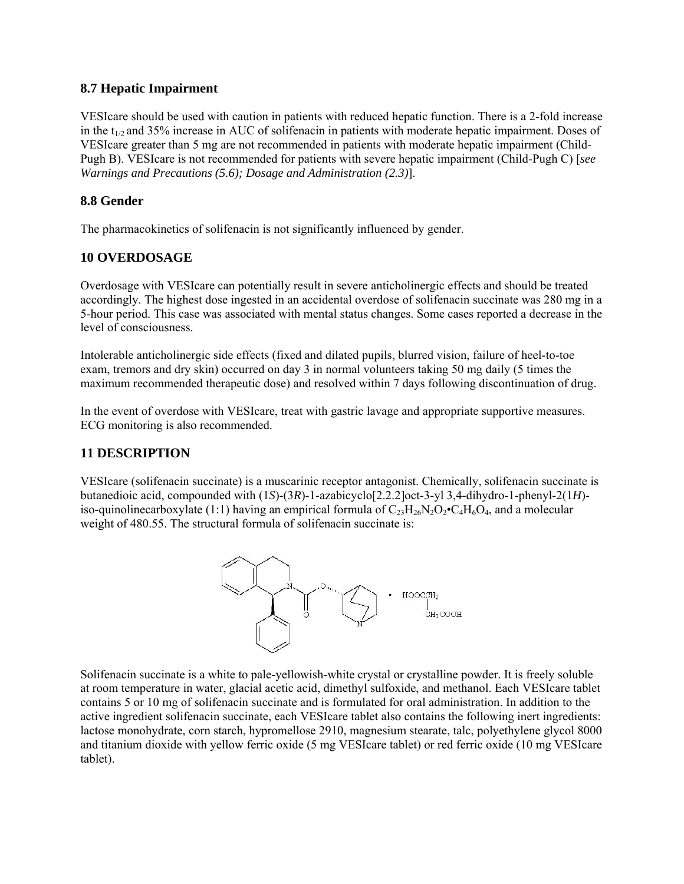## 8.7 Hepatic Impairment

VESIcare should be used with caution in patients with reduced hepatic function. There is a 2-fold increase in the $t_{1/2}$ and 35% increase in AUC of solifenacin in patients with moderate hepatic impairment. Doses of VESIcare greater than 5 mg are not recommended in patients with moderate hepatic impairment (Child-Pugh B). VESIcare is not recommended for patients with severe hepatic impairment (Child-Pugh C) [*see Warnings and Precautions (5.6); Dosage and Administration (2.3)*].

## 8.8 Gender

The pharmacokinetics of solifenacin is not significantly influenced by gender.

## 10 OVERDOSAGE

Overdosage with VESIcare can potentially result in severe anticholinergic effects and should be treated accordingly. The highest dose ingested in an accidental overdose of solifenacin succinate was 280 mg in a 5-hour period. This case was associated with mental status changes. Some cases reported a decrease in the level of consciousness.

Intolerable anticholinergic side effects (fixed and dilated pupils, blurred vision, failure of heel-to-toe exam, tremors and dry skin) occurred on day 3 in normal volunteers taking 50 mg daily (5 times the maximum recommended therapeutic dose) and resolved within 7 days following discontinuation of drug.

In the event of overdose with VESIcare, treat with gastric lavage and appropriate supportive measures. ECG monitoring is also recommended.

## 11 DESCRIPTION

VESIcare (solifenacin succinate) is a muscarinic receptor antagonist. Chemically, solifenacin succinate is butanedioic acid, compounded with (1*S*)-(3*R*)-1-azabicyclo[2.2.2]oct-3-yl 3,4-dihydro-1-phenyl-2(1*H*)-iso-quinolinecarboxylate (1:1) having an empirical formula of $C_{23}H_{26}N_2O_2 \bullet C_4H_6O_4$, and a molecular weight of 480.55. The structural formula of solifenacin succinate is:

Solifenacin succinate is a white to pale-yellowish-white crystal or crystalline powder. It is freely soluble at room temperature in water, glacial acetic acid, dimethyl sulfoxide, and methanol. Each VESIcare tablet contains 5 or 10 mg of solifenacin succinate and is formulated for oral administration. In addition to the active ingredient solifenacin succinate, each VESIcare tablet also contains the following inert ingredients: lactose monohydrate, corn starch, hypromellose 2910, magnesium stearate, talc, polyethylene glycol 8000 and titanium dioxide with yellow ferric oxide (5 mg VESIcare tablet) or red ferric oxide (10 mg VESIcare tablet).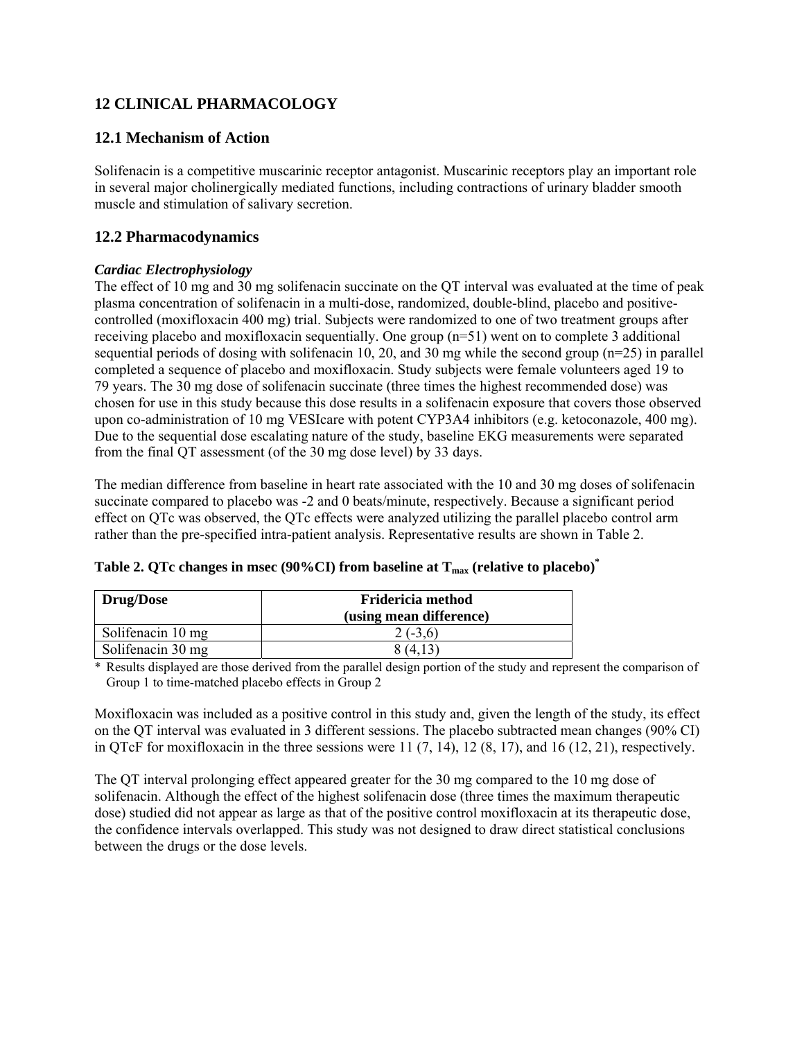## 12 CLINICAL PHARMACOLOGY

### 12.1 Mechanism of Action

Solifenacin is a competitive muscarinic receptor antagonist. Muscarinic receptors play an important role in several major cholinergically mediated functions, including contractions of urinary bladder smooth muscle and stimulation of salivary secretion.

### 12.2 Pharmacodynamics

***Cardiac Electrophysiology***

The effect of 10 mg and 30 mg solifenacin succinate on the QT interval was evaluated at the time of peak plasma concentration of solifenacin in a multi-dose, randomized, double-blind, placebo and positive-controlled (moxifloxacin 400 mg) trial. Subjects were randomized to one of two treatment groups after receiving placebo and moxifloxacin sequentially. One group (n=51) went on to complete 3 additional sequential periods of dosing with solifenacin 10, 20, and 30 mg while the second group (n=25) in parallel completed a sequence of placebo and moxifloxacin. Study subjects were female volunteers aged 19 to 79 years. The 30 mg dose of solifenacin succinate (three times the highest recommended dose) was chosen for use in this study because this dose results in a solifenacin exposure that covers those observed upon co-administration of 10 mg VESIcare with potent CYP3A4 inhibitors (e.g. ketoconazole, 400 mg). Due to the sequential dose escalating nature of the study, baseline EKG measurements were separated from the final QT assessment (of the 30 mg dose level) by 33 days.

The median difference from baseline in heart rate associated with the 10 and 30 mg doses of solifenacin succinate compared to placebo was -2 and 0 beats/minute, respectively. Because a significant period effect on QTc was observed, the QTc effects were analyzed utilizing the parallel placebo control arm rather than the pre-specified intra-patient analysis. Representative results are shown in Table 2.

**Table 2. QTc changes in msec (90%CI) from baseline at $T_{max}$ (relative to placebo)***

| Drug/Dose | Fridericia method (using mean difference) |
|---|---|
| Solifenacin 10 mg | 2 (-3,6) |
| Solifenacin 30 mg | 8 (4,13) |

\* Results displayed are those derived from the parallel design portion of the study and represent the comparison of Group 1 to time-matched placebo effects in Group 2

Moxifloxacin was included as a positive control in this study and, given the length of the study, its effect on the QT interval was evaluated in 3 different sessions. The placebo subtracted mean changes (90% CI) in QTcF for moxifloxacin in the three sessions were 11 (7, 14), 12 (8, 17), and 16 (12, 21), respectively.

The QT interval prolonging effect appeared greater for the 30 mg compared to the 10 mg dose of solifenacin. Although the effect of the highest solifenacin dose (three times the maximum therapeutic dose) studied did not appear as large as that of the positive control moxifloxacin at its therapeutic dose, the confidence intervals overlapped. This study was not designed to draw direct statistical conclusions between the drugs or the dose levels.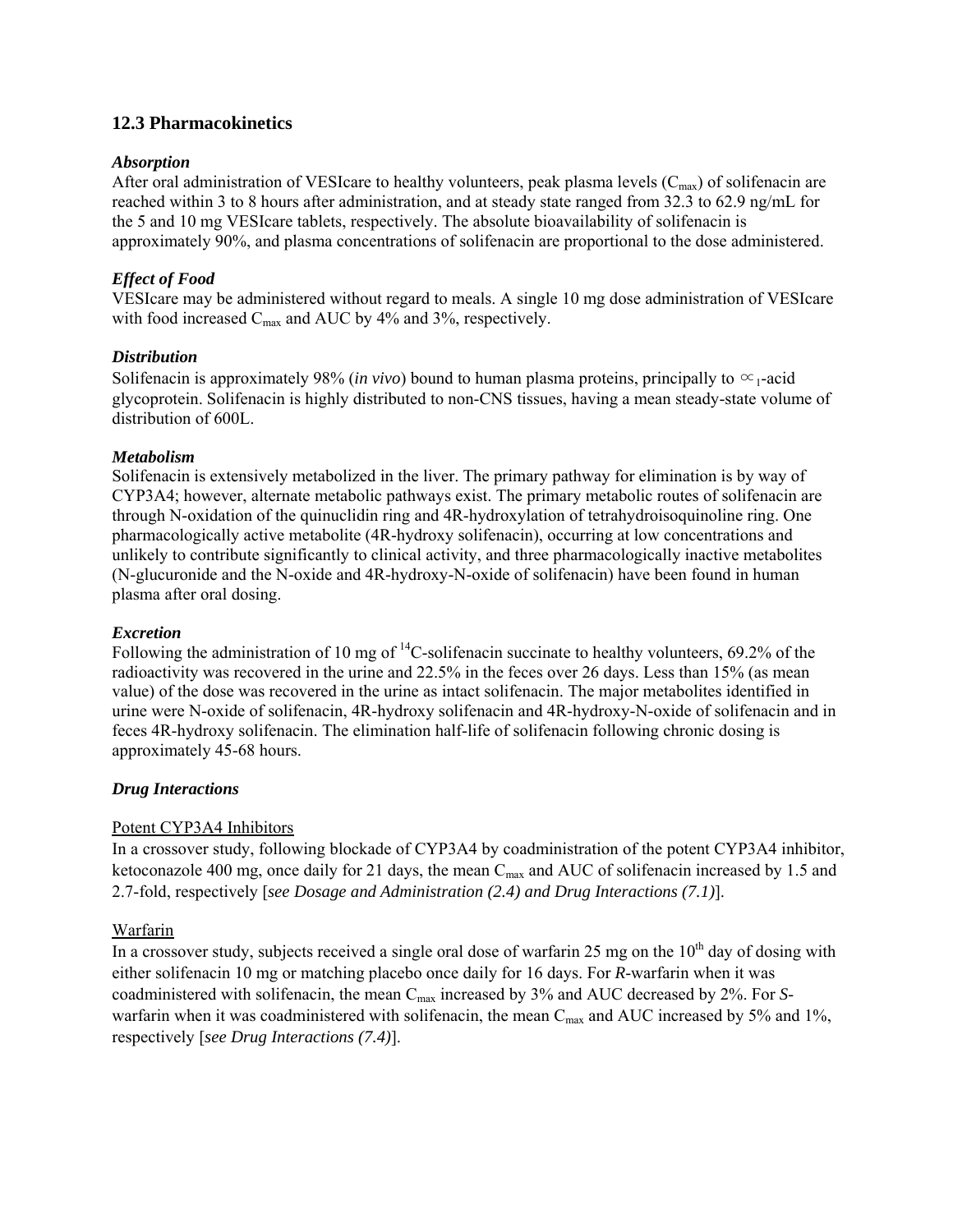## 12.3 Pharmacokinetics

***Absorption***

After oral administration of VESIcare to healthy volunteers, peak plasma levels ($C_{max}$) of solifenacin are reached within 3 to 8 hours after administration, and at steady state ranged from 32.3 to 62.9 ng/mL for the 5 and 10 mg VESIcare tablets, respectively. The absolute bioavailability of solifenacin is approximately 90%, and plasma concentrations of solifenacin are proportional to the dose administered.

***Effect of Food***

VESIcare may be administered without regard to meals. A single 10 mg dose administration of VESIcare with food increased $C_{max}$ and AUC by 4% and 3%, respectively.

***Distribution***

Solifenacin is approximately 98% (*in vivo*) bound to human plasma proteins, principally to $\alpha_1$-acid glycoprotein. Solifenacin is highly distributed to non-CNS tissues, having a mean steady-state volume of distribution of 600L.

***Metabolism***

Solifenacin is extensively metabolized in the liver. The primary pathway for elimination is by way of CYP3A4; however, alternate metabolic pathways exist. The primary metabolic routes of solifenacin are through N-oxidation of the quinuclidin ring and 4R-hydroxylation of tetrahydroisoquinoline ring. One pharmacologically active metabolite (4R-hydroxy solifenacin), occurring at low concentrations and unlikely to contribute significantly to clinical activity, and three pharmacologically inactive metabolites (N-glucuronide and the N-oxide and 4R-hydroxy-N-oxide of solifenacin) have been found in human plasma after oral dosing.

***Excretion***

Following the administration of 10 mg of $^{14}C$-solifenacin succinate to healthy volunteers, 69.2% of the radioactivity was recovered in the urine and 22.5% in the feces over 26 days. Less than 15% (as mean value) of the dose was recovered in the urine as intact solifenacin. The major metabolites identified in urine were N-oxide of solifenacin, 4R-hydroxy solifenacin and 4R-hydroxy-N-oxide of solifenacin and in feces 4R-hydroxy solifenacin. The elimination half-life of solifenacin following chronic dosing is approximately 45-68 hours.

***Drug Interactions***

Potent CYP3A4 Inhibitors

In a crossover study, following blockade of CYP3A4 by coadministration of the potent CYP3A4 inhibitor, ketoconazole 400 mg, once daily for 21 days, the mean $C_{max}$ and AUC of solifenacin increased by 1.5 and 2.7-fold, respectively [*see Dosage and Administration (2.4) and Drug Interactions (7.1)*].

Warfarin

In a crossover study, subjects received a single oral dose of warfarin 25 mg on the 10th day of dosing with either solifenacin 10 mg or matching placebo once daily for 16 days. For ***R***-warfarin when it was coadministered with solifenacin, the mean $C_{max}$ increased by 3% and AUC decreased by 2%. For ***S***-warfarin when it was coadministered with solifenacin, the mean $C_{max}$ and AUC increased by 5% and 1%, respectively [*see Drug Interactions (7.4)*].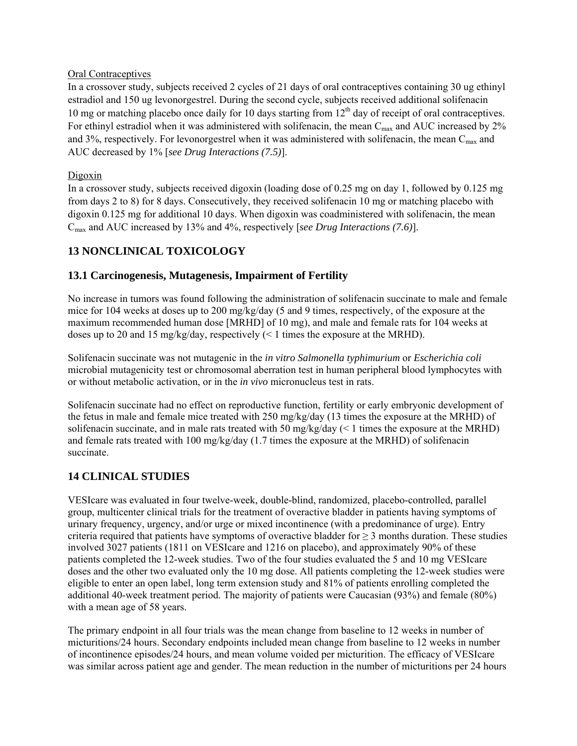Oral Contraceptives

In a crossover study, subjects received 2 cycles of 21 days of oral contraceptives containing 30 ug ethinyl estradiol and 150 ug levonorgestrel. During the second cycle, subjects received additional solifenacin 10 mg or matching placebo once daily for 10 days starting from 12th day of receipt of oral contraceptives. For ethinyl estradiol when it was administered with solifenacin, the mean $C_{max}$ and AUC increased by 2% and 3%, respectively. For levonorgestrel when it was administered with solifenacin, the mean $C_{max}$ and AUC decreased by 1% [*see Drug Interactions (7.5)*].

Digoxin

In a crossover study, subjects received digoxin (loading dose of 0.25 mg on day 1, followed by 0.125 mg from days 2 to 8) for 8 days. Consecutively, they received solifenacin 10 mg or matching placebo with digoxin 0.125 mg for additional 10 days. When digoxin was coadministered with solifenacin, the mean $C_{max}$ and AUC increased by 13% and 4%, respectively [*see Drug Interactions (7.6)*].

## 13 NONCLINICAL TOXICOLOGY

### 13.1 Carcinogenesis, Mutagenesis, Impairment of Fertility

No increase in tumors was found following the administration of solifenacin succinate to male and female mice for 104 weeks at doses up to 200 mg/kg/day (5 and 9 times, respectively, of the exposure at the maximum recommended human dose [MRHD] of 10 mg), and male and female rats for 104 weeks at doses up to 20 and 15 mg/kg/day, respectively (< 1 times the exposure at the MRHD).

Solifenacin succinate was not mutagenic in the *in vitro Salmonella typhimurium* or *Escherichia coli* microbial mutagenicity test or chromosomal aberration test in human peripheral blood lymphocytes with or without metabolic activation, or in the *in vivo* micronucleus test in rats.

Solifenacin succinate had no effect on reproductive function, fertility or early embryonic development of the fetus in male and female mice treated with 250 mg/kg/day (13 times the exposure at the MRHD) of solifenacin succinate, and in male rats treated with 50 mg/kg/day (< 1 times the exposure at the MRHD) and female rats treated with 100 mg/kg/day (1.7 times the exposure at the MRHD) of solifenacin succinate.

## 14 CLINICAL STUDIES

VESIcare was evaluated in four twelve-week, double-blind, randomized, placebo-controlled, parallel group, multicenter clinical trials for the treatment of overactive bladder in patients having symptoms of urinary frequency, urgency, and/or urge or mixed incontinence (with a predominance of urge). Entry criteria required that patients have symptoms of overactive bladder for ≥ 3 months duration. These studies involved 3027 patients (1811 on VESIcare and 1216 on placebo), and approximately 90% of these patients completed the 12-week studies. Two of the four studies evaluated the 5 and 10 mg VESIcare doses and the other two evaluated only the 10 mg dose. All patients completing the 12-week studies were eligible to enter an open label, long term extension study and 81% of patients enrolling completed the additional 40-week treatment period. The majority of patients were Caucasian (93%) and female (80%) with a mean age of 58 years.

The primary endpoint in all four trials was the mean change from baseline to 12 weeks in number of micturitions/24 hours. Secondary endpoints included mean change from baseline to 12 weeks in number of incontinence episodes/24 hours, and mean volume voided per micturition. The efficacy of VESIcare was similar across patient age and gender. The mean reduction in the number of micturitions per 24 hours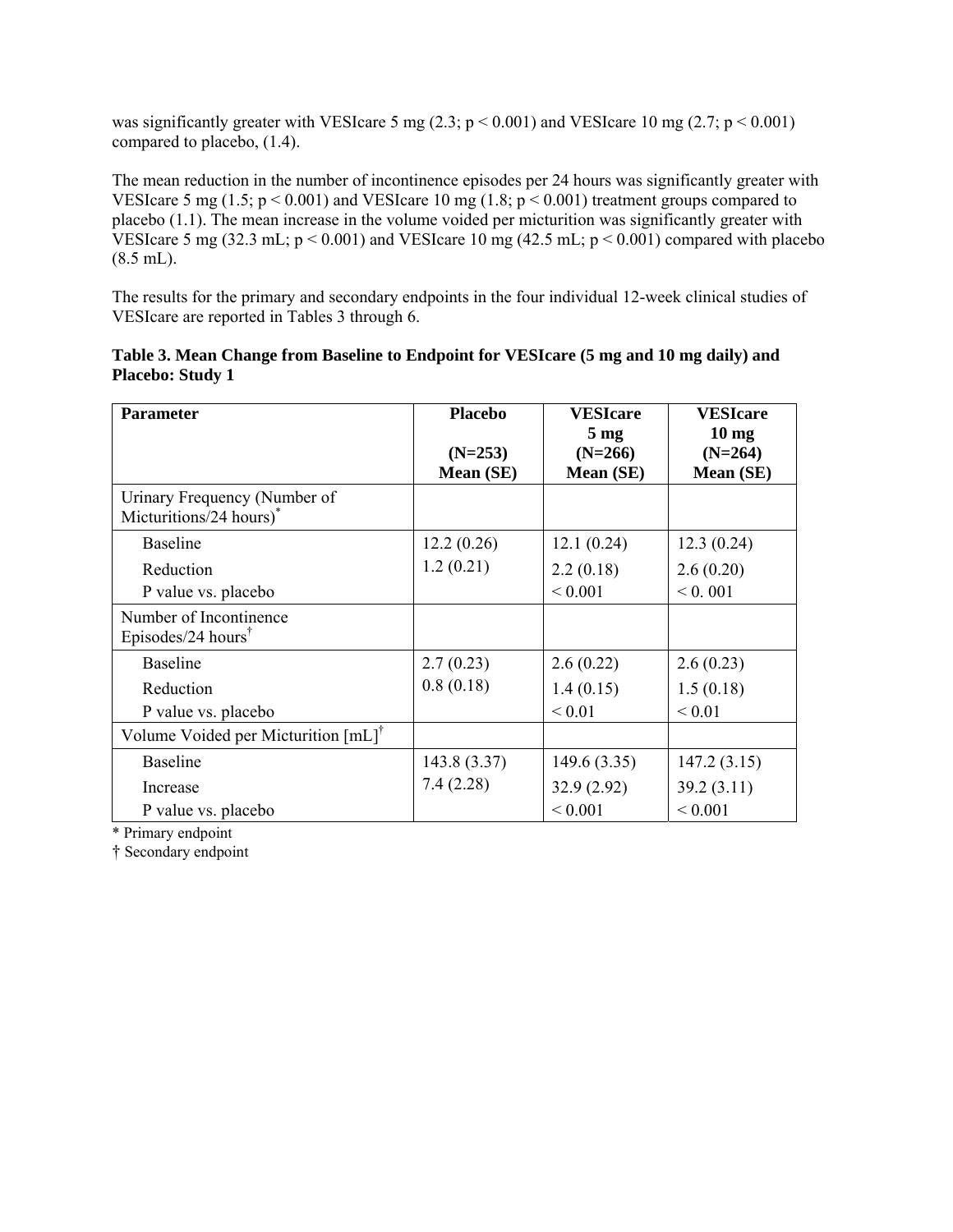was significantly greater with VESIcare 5 mg (2.3; $p < 0.001$) and VESIcare 10 mg (2.7; $p < 0.001$) compared to placebo, (1.4).

The mean reduction in the number of incontinence episodes per 24 hours was significantly greater with VESIcare 5 mg (1.5; $p < 0.001$) and VESIcare 10 mg (1.8; $p < 0.001$) treatment groups compared to placebo (1.1). The mean increase in the volume voided per micturition was significantly greater with VESIcare 5 mg (32.3 mL; $p < 0.001$) and VESIcare 10 mg (42.5 mL; $p < 0.001$) compared with placebo (8.5 mL).

The results for the primary and secondary endpoints in the four individual 12-week clinical studies of VESIcare are reported in Tables 3 through 6.

**Table 3. Mean Change from Baseline to Endpoint for VESIcare (5 mg and 10 mg daily) and Placebo: Study 1**

| Parameter | Placebo (N=253) Mean (SE) | VESIcare 5 mg (N=266) Mean (SE) | VESIcare 10 mg (N=264) Mean (SE) |
|---|---|---|---|
| Urinary Frequency (Number of Micturitions/24 hours)* | | | |
| Baseline | 12.2 (0.26) | 12.1 (0.24) | 12.3 (0.24) |
| Reduction | 1.2 (0.21) | 2.2 (0.18) | 2.6 (0.20) |
| P value vs. placebo | | < 0.001 | < 0. 001 |
| Number of Incontinence Episodes/24 hours† | | | |
| Baseline | 2.7 (0.23) | 2.6 (0.22) | 2.6 (0.23) |
| Reduction | 0.8 (0.18) | 1.4 (0.15) | 1.5 (0.18) |
| P value vs. placebo | | < 0.01 | < 0.01 |
| Volume Voided per Micturition [mL]† | | | |
| Baseline | 143.8 (3.37) | 149.6 (3.35) | 147.2 (3.15) |
| Increase | 7.4 (2.28) | 32.9 (2.92) | 39.2 (3.11) |
| P value vs. placebo | | < 0.001 | < 0.001 |

* Primary endpoint

† Secondary endpoint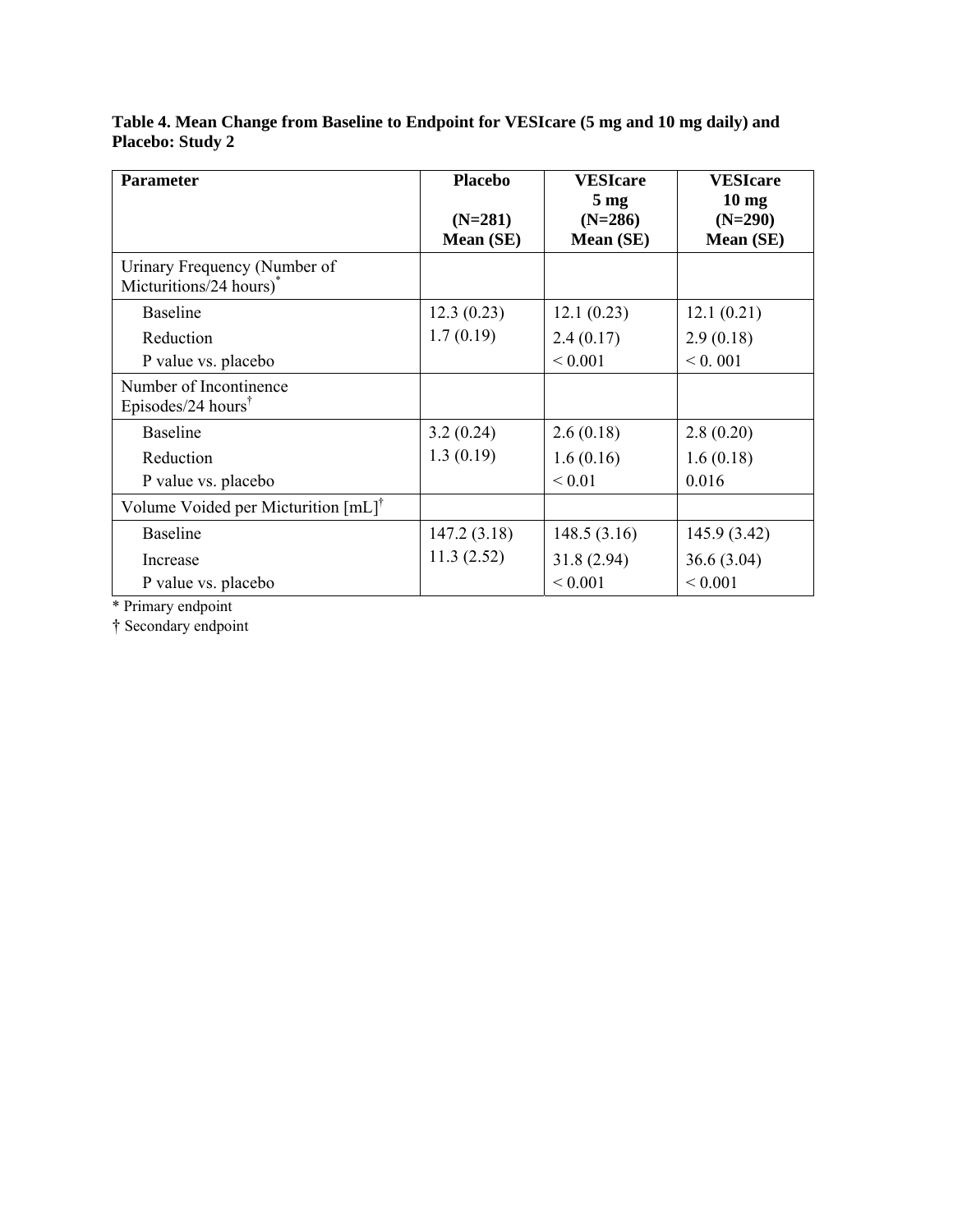**Table 4. Mean Change from Baseline to Endpoint for VESIcare (5 mg and 10 mg daily) and Placebo: Study 2**

| Parameter | Placebo (N=281) Mean (SE) | VESIcare 5 mg (N=286) Mean (SE) | VESIcare 10 mg (N=290) Mean (SE) |
|---|---|---|---|
| Urinary Frequency (Number of Micturitions/24 hours)* | | | |
| Baseline | 12.3 (0.23) | 12.1 (0.23) | 12.1 (0.21) |
| Reduction | 1.7 (0.19) | 2.4 (0.17) | 2.9 (0.18) |
| P value vs. placebo | | < 0.001 | < 0. 001 |
| Number of Incontinence Episodes/24 hours† | | | |
| Baseline | 3.2 (0.24) | 2.6 (0.18) | 2.8 (0.20) |
| Reduction | 1.3 (0.19) | 1.6 (0.16) | 1.6 (0.18) |
| P value vs. placebo | | < 0.01 | 0.016 |
| Volume Voided per Micturition [mL]† | | | |
| Baseline | 147.2 (3.18) | 148.5 (3.16) | 145.9 (3.42) |
| Increase | 11.3 (2.52) | 31.8 (2.94) | 36.6 (3.04) |
| P value vs. placebo | | < 0.001 | < 0.001 |

\* Primary endpoint

† Secondary endpoint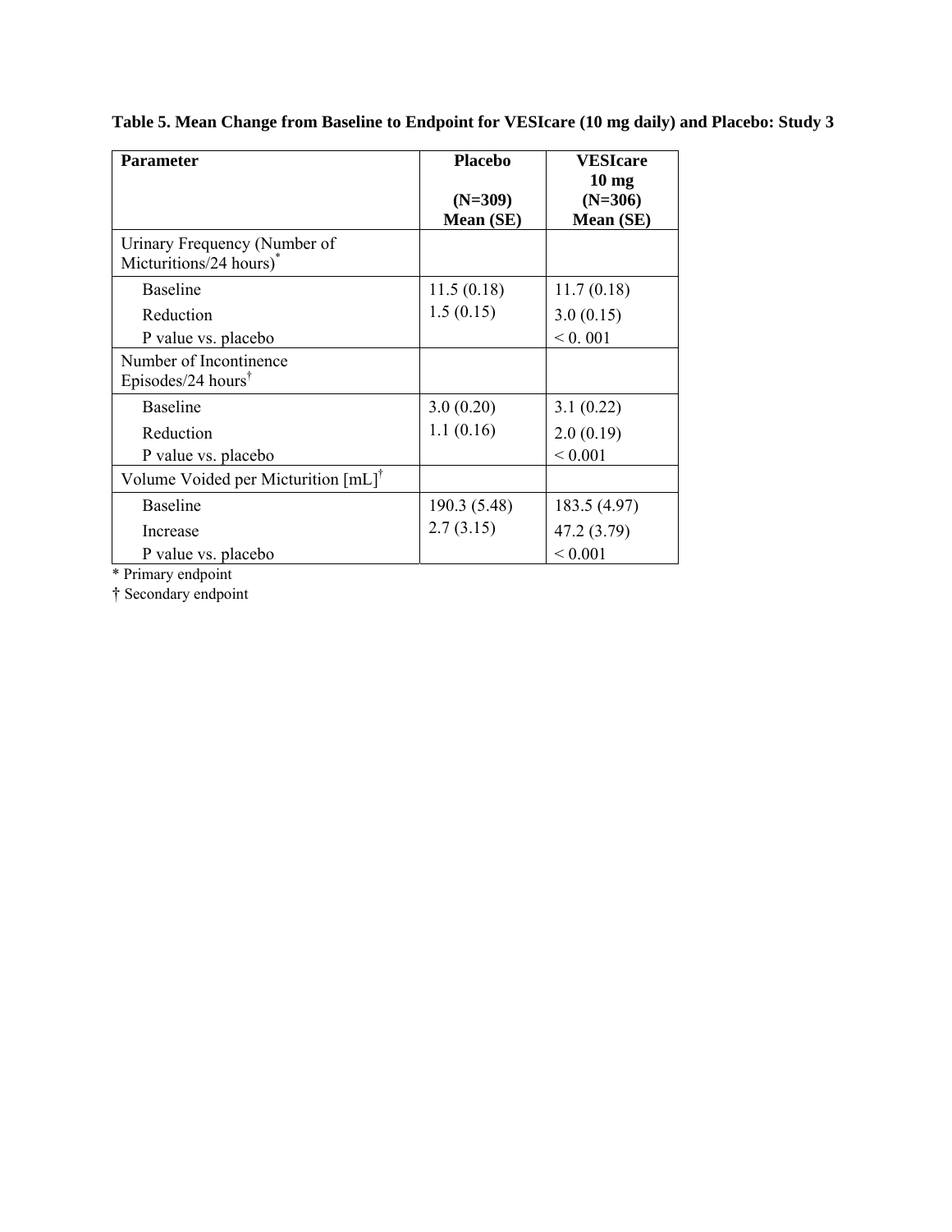**Table 5. Mean Change from Baseline to Endpoint for VESIcare (10 mg daily) and Placebo: Study 3**

| Parameter | Placebo (N=309) Mean (SE) | VESIcare 10 mg (N=306) Mean (SE) |
|---|---|---|
| Urinary Frequency (Number of Micturitions/24 hours)* | | |
| Baseline | 11.5 (0.18) | 11.7 (0.18) |
| Reduction | 1.5 (0.15) | 3.0 (0.15) |
| P value vs. placebo | | < 0. 001 |
| Number of Incontinence Episodes/24 hours† | | |
| Baseline | 3.0 (0.20) | 3.1 (0.22) |
| Reduction | 1.1 (0.16) | 2.0 (0.19) |
| P value vs. placebo | | < 0.001 |
| Volume Voided per Micturition [mL]† | | |
| Baseline | 190.3 (5.48) | 183.5 (4.97) |
| Increase | 2.7 (3.15) | 47.2 (3.79) |
| P value vs. placebo | | < 0.001 |

* Primary endpoint

† Secondary endpoint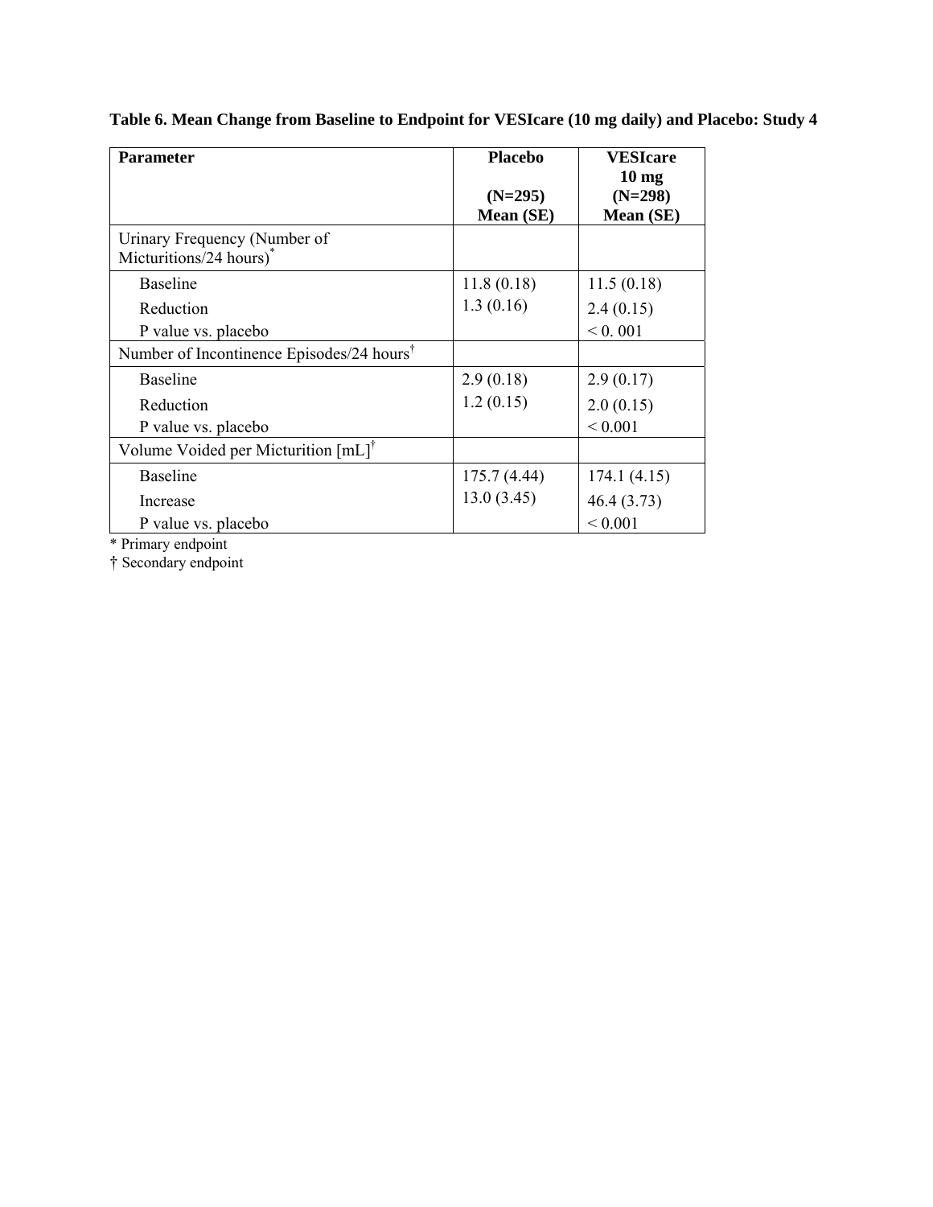**Table 6. Mean Change from Baseline to Endpoint for VESIcare (10 mg daily) and Placebo: Study 4**

| Parameter | Placebo<br>(N=295)<br>Mean (SE) | VESIcare<br>10 mg<br>(N=298)<br>Mean (SE) |
|---|---|---|
| Urinary Frequency (Number of Micturitions/24 hours)* | | |
| Baseline | 11.8 (0.18) | 11.5 (0.18) |
| Reduction | 1.3 (0.16) | 2.4 (0.15) |
| P value vs. placebo | | < 0. 001 |
| Number of Incontinence Episodes/24 hours† | | |
| Baseline | 2.9 (0.18) | 2.9 (0.17) |
| Reduction | 1.2 (0.15) | 2.0 (0.15) |
| P value vs. placebo | | < 0.001 |
| Volume Voided per Micturition [mL]† | | |
| Baseline | 175.7 (4.44) | 174.1 (4.15) |
| Increase | 13.0 (3.45) | 46.4 (3.73) |
| P value vs. placebo | | < 0.001 |

* Primary endpoint

† Secondary endpoint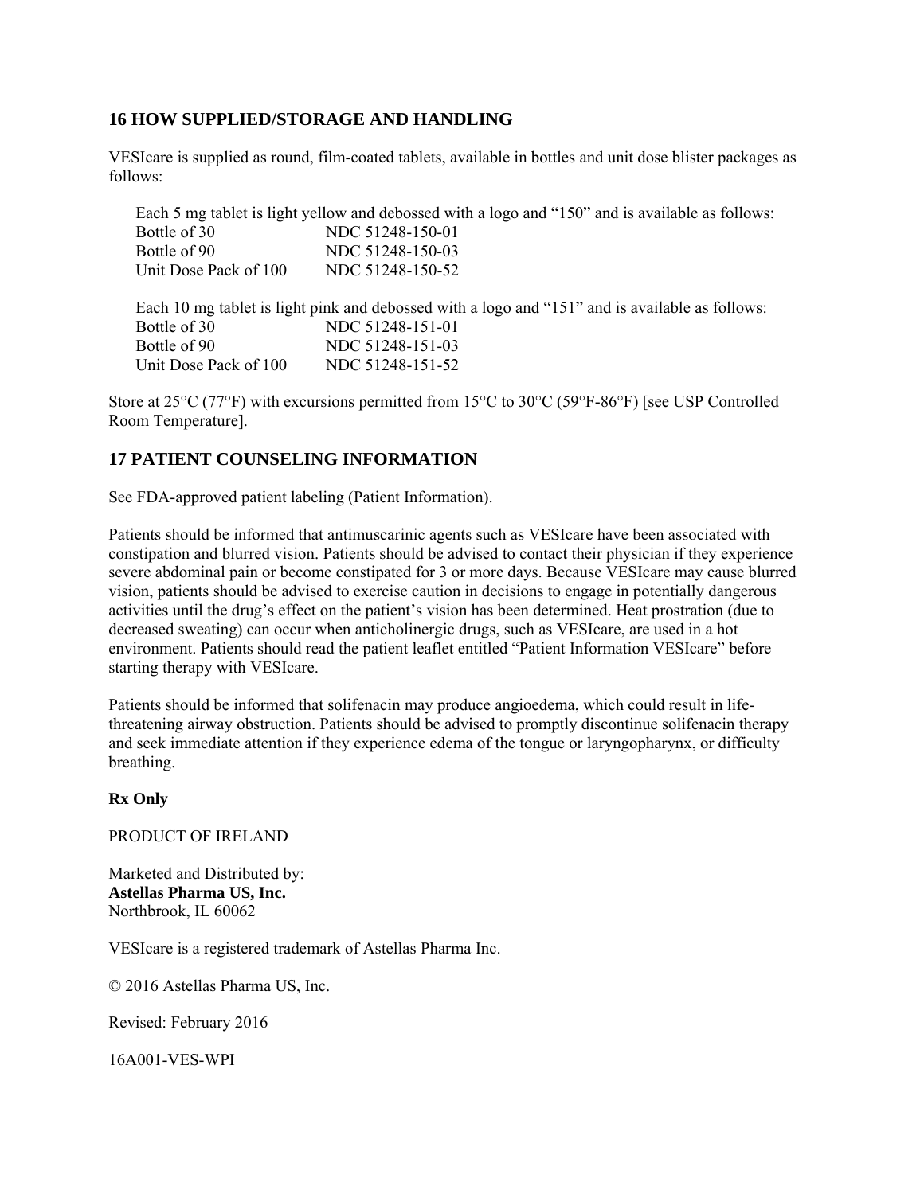## 16 HOW SUPPLIED/STORAGE AND HANDLING

VESIcare is supplied as round, film-coated tablets, available in bottles and unit dose blister packages as follows:

Each 5 mg tablet is light yellow and debossed with a logo and "150" and is available as follows:

| | |
|---|---|
| Bottle of 30 | NDC 51248-150-01 |
| Bottle of 90 | NDC 51248-150-03 |
| Unit Dose Pack of 100 | NDC 51248-150-52 |

Each 10 mg tablet is light pink and debossed with a logo and "151" and is available as follows:

| | |
|---|---|
| Bottle of 30 | NDC 51248-151-01 |
| Bottle of 90 | NDC 51248-151-03 |
| Unit Dose Pack of 100 | NDC 51248-151-52 |

Store at 25°C (77°F) with excursions permitted from 15°C to 30°C (59°F-86°F) [see USP Controlled Room Temperature].

## 17 PATIENT COUNSELING INFORMATION

See FDA-approved patient labeling (Patient Information).

Patients should be informed that antimuscarinic agents such as VESIcare have been associated with constipation and blurred vision. Patients should be advised to contact their physician if they experience severe abdominal pain or become constipated for 3 or more days. Because VESIcare may cause blurred vision, patients should be advised to exercise caution in decisions to engage in potentially dangerous activities until the drug's effect on the patient's vision has been determined. Heat prostration (due to decreased sweating) can occur when anticholinergic drugs, such as VESIcare, are used in a hot environment. Patients should read the patient leaflet entitled "Patient Information VESIcare" before starting therapy with VESIcare.

Patients should be informed that solifenacin may produce angioedema, which could result in life-threatening airway obstruction. Patients should be advised to promptly discontinue solifenacin therapy and seek immediate attention if they experience edema of the tongue or laryngopharynx, or difficulty breathing.

**Rx Only**

PRODUCT OF IRELAND

Marketed and Distributed by:
**Astellas Pharma US, Inc.**
Northbrook, IL 60062

VESIcare is a registered trademark of Astellas Pharma Inc.

© 2016 Astellas Pharma US, Inc.

Revised: February 2016

16A001-VES-WPI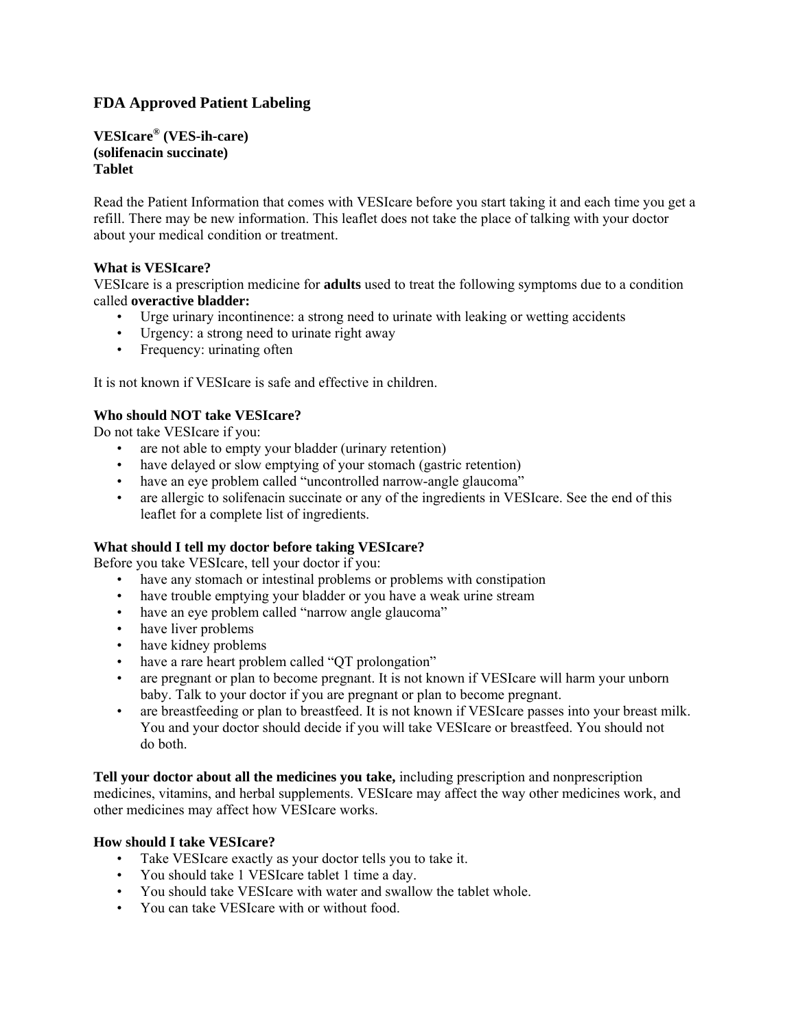## FDA Approved Patient Labeling

**VESIcare® (VES-ih-care)**
**(solifenacin succinate)**
**Tablet**

Read the Patient Information that comes with VESIcare before you start taking it and each time you get a refill. There may be new information. This leaflet does not take the place of talking with your doctor about your medical condition or treatment.

**What is VESIcare?**

VESIcare is a prescription medicine for **adults** used to treat the following symptoms due to a condition called **overactive bladder:**

- Urge urinary incontinence: a strong need to urinate with leaking or wetting accidents
- Urgency: a strong need to urinate right away
- Frequency: urinating often

It is not known if VESIcare is safe and effective in children.

**Who should NOT take VESIcare?**

Do not take VESIcare if you:

- are not able to empty your bladder (urinary retention)
- have delayed or slow emptying of your stomach (gastric retention)
- have an eye problem called "uncontrolled narrow-angle glaucoma"
- are allergic to solifenacin succinate or any of the ingredients in VESIcare. See the end of this leaflet for a complete list of ingredients.

**What should I tell my doctor before taking VESIcare?**

Before you take VESIcare, tell your doctor if you:

- have any stomach or intestinal problems or problems with constipation
- have trouble emptying your bladder or you have a weak urine stream
- have an eye problem called "narrow angle glaucoma"
- have liver problems
- have kidney problems
- have a rare heart problem called "QT prolongation"
- are pregnant or plan to become pregnant. It is not known if VESIcare will harm your unborn baby. Talk to your doctor if you are pregnant or plan to become pregnant.
- are breastfeeding or plan to breastfeed. It is not known if VESIcare passes into your breast milk. You and your doctor should decide if you will take VESIcare or breastfeed. You should not do both.

**Tell your doctor about all the medicines you take,** including prescription and nonprescription medicines, vitamins, and herbal supplements. VESIcare may affect the way other medicines work, and other medicines may affect how VESIcare works.

**How should I take VESIcare?**

- Take VESIcare exactly as your doctor tells you to take it.
- You should take 1 VESIcare tablet 1 time a day.
- You should take VESIcare with water and swallow the tablet whole.
- You can take VESIcare with or without food.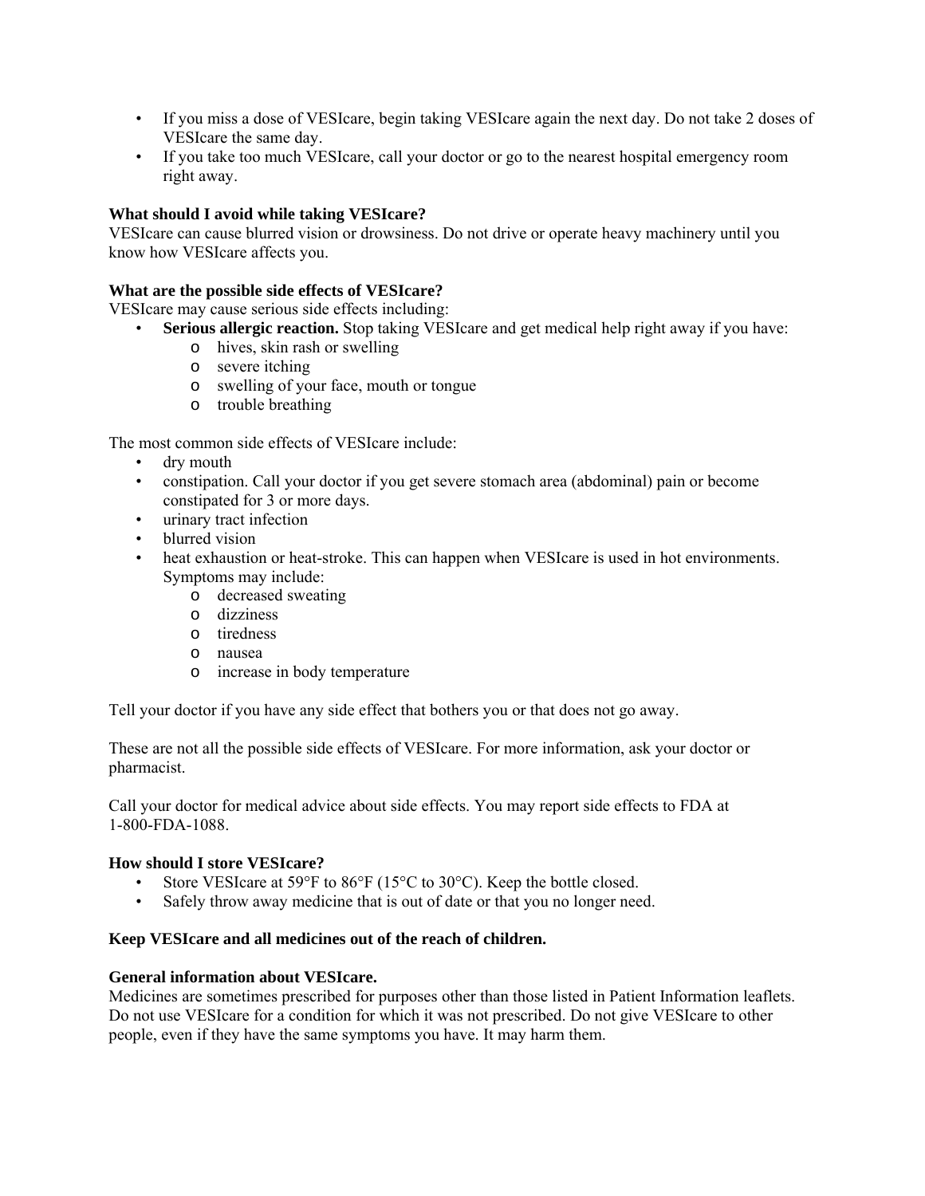- If you miss a dose of VESIcare, begin taking VESIcare again the next day. Do not take 2 doses of VESIcare the same day.
- If you take too much VESIcare, call your doctor or go to the nearest hospital emergency room right away.

**What should I avoid while taking VESIcare?**

VESIcare can cause blurred vision or drowsiness. Do not drive or operate heavy machinery until you know how VESIcare affects you.

**What are the possible side effects of VESIcare?**

VESIcare may cause serious side effects including:

- **Serious allergic reaction.** Stop taking VESIcare and get medical help right away if you have:
  - hives, skin rash or swelling
  - severe itching
  - swelling of your face, mouth or tongue
  - trouble breathing

The most common side effects of VESIcare include:

- dry mouth
- constipation. Call your doctor if you get severe stomach area (abdominal) pain or become constipated for 3 or more days.
- urinary tract infection
- blurred vision
- heat exhaustion or heat-stroke. This can happen when VESIcare is used in hot environments. Symptoms may include:
  - decreased sweating
  - dizziness
  - tiredness
  - nausea
  - increase in body temperature

Tell your doctor if you have any side effect that bothers you or that does not go away.

These are not all the possible side effects of VESIcare. For more information, ask your doctor or pharmacist.

Call your doctor for medical advice about side effects. You may report side effects to FDA at 1-800-FDA-1088.

**How should I store VESIcare?**

- Store VESIcare at 59°F to 86°F (15°C to 30°C). Keep the bottle closed.
- Safely throw away medicine that is out of date or that you no longer need.

**Keep VESIcare and all medicines out of the reach of children.**

**General information about VESIcare.**

Medicines are sometimes prescribed for purposes other than those listed in Patient Information leaflets. Do not use VESIcare for a condition for which it was not prescribed. Do not give VESIcare to other people, even if they have the same symptoms you have. It may harm them.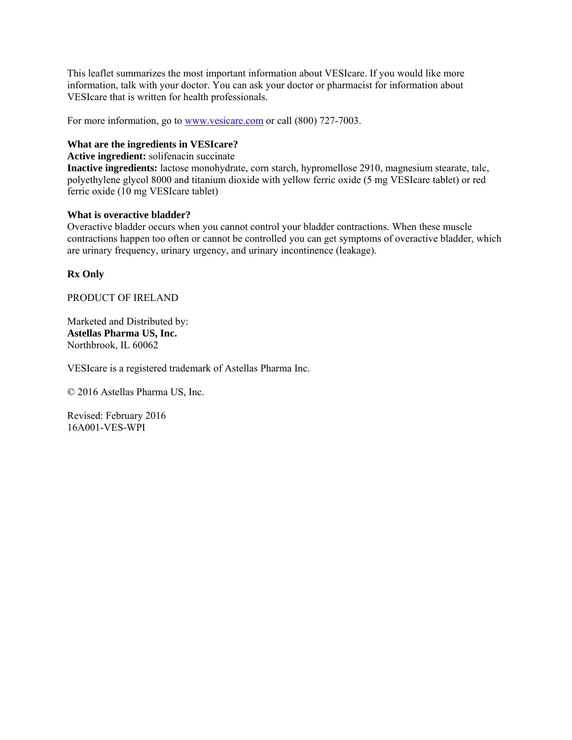This leaflet summarizes the most important information about VESIcare. If you would like more information, talk with your doctor. You can ask your doctor or pharmacist for information about VESIcare that is written for health professionals.

For more information, go to [www.vesicare.com](http://www.vesicare.com) or call (800) 727-7003.

**What are the ingredients in VESIcare?**

**Active ingredient:** solifenacin succinate

**Inactive ingredients:** lactose monohydrate, corn starch, hypromellose 2910, magnesium stearate, talc, polyethylene glycol 8000 and titanium dioxide with yellow ferric oxide (5 mg VESIcare tablet) or red ferric oxide (10 mg VESIcare tablet)

**What is overactive bladder?**

Overactive bladder occurs when you cannot control your bladder contractions. When these muscle contractions happen too often or cannot be controlled you can get symptoms of overactive bladder, which are urinary frequency, urinary urgency, and urinary incontinence (leakage).

**Rx Only**

PRODUCT OF IRELAND

Marketed and Distributed by:
**Astellas Pharma US, Inc.**
Northbrook, IL 60062

VESIcare is a registered trademark of Astellas Pharma Inc.

© 2016 Astellas Pharma US, Inc.

Revised: February 2016
16A001-VES-WPI